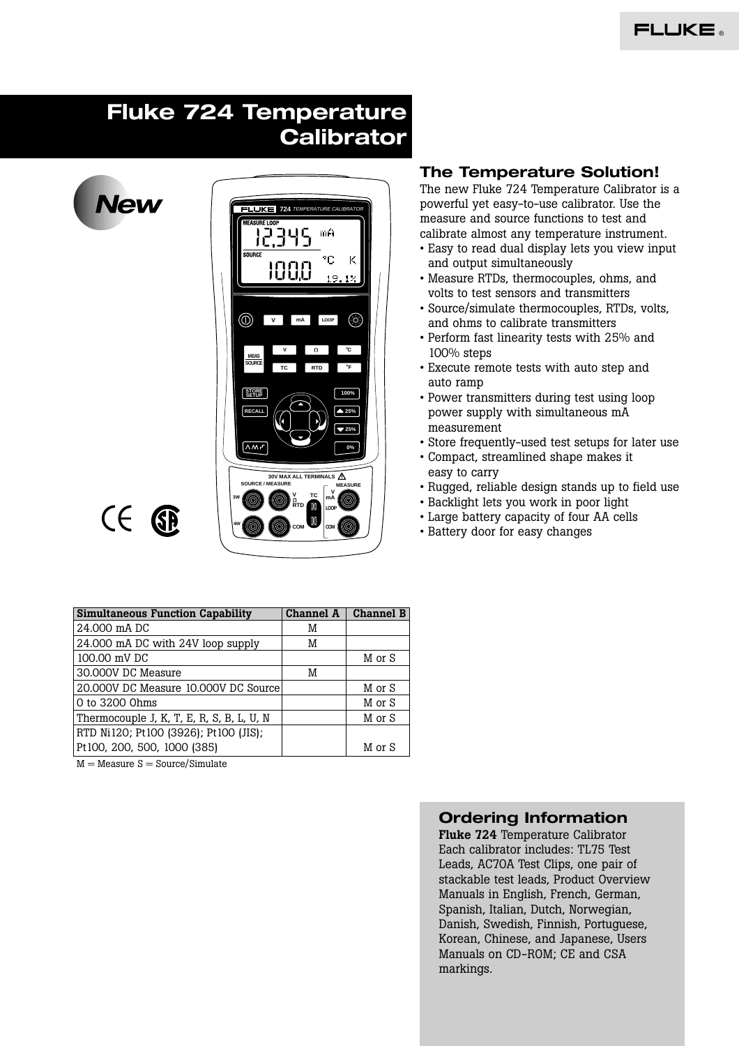# Fluke 724 Temperature Calibrator

## The Temperature Solution!

The new Fluke 724 Temperature Calibrator is a powerful yet easy-to-use calibrator. Use the measure and source functions to test and calibrate almost any temperature instrument.

- Easy to read dual display lets you view input and output simultaneously
- Measure RTDs, thermocouples, ohms, and volts to test sensors and transmitters
- Source/simulate thermocouples, RTDs, volts, and ohms to calibrate transmitters
- Perform fast linearity tests with 25% and 100% steps
- Execute remote tests with auto step and auto ramp
- Power transmitters during test using loop power supply with simultaneous mA measurement
- Store frequently-used test setups for later use
- Compact, streamlined shape makes it easy to carry
- Rugged, reliable design stands up to field use
- Backlight lets you work in poor light
- Large battery capacity of four AA cells
- Battery door for easy changes

| Simultaneous Function Capability | Channel A | Channel B |
|---|---|---|
| 24.000 mA DC | M | |
| 24.000 mA DC with 24V loop supply | M | |
| 100.00 mV DC | | M or S |
| 30.000V DC Measure | M | |
| 20.000V DC Measure 10.000V DC Source | | M or S |
| 0 to 3200 Ohms | | M or S |
| Thermocouple J, K, T, E, R, S, B, L, U, N | | M or S |
| RTD Ni120; Pt100 (3926); Pt100 (JIS); Pt100, 200, 500, 1000 (385) | | M or S |

M = Measure S = Source/Simulate

## Ordering Information

**Fluke 724** Temperature Calibrator
Each calibrator includes: TL75 Test Leads, AC70A Test Clips, one pair of stackable test leads, Product Overview Manuals in English, French, German, Spanish, Italian, Dutch, Norwegian, Danish, Swedish, Finnish, Portuguese, Korean, Chinese, and Japanese, Users Manuals on CD-ROM; CE and CSA markings.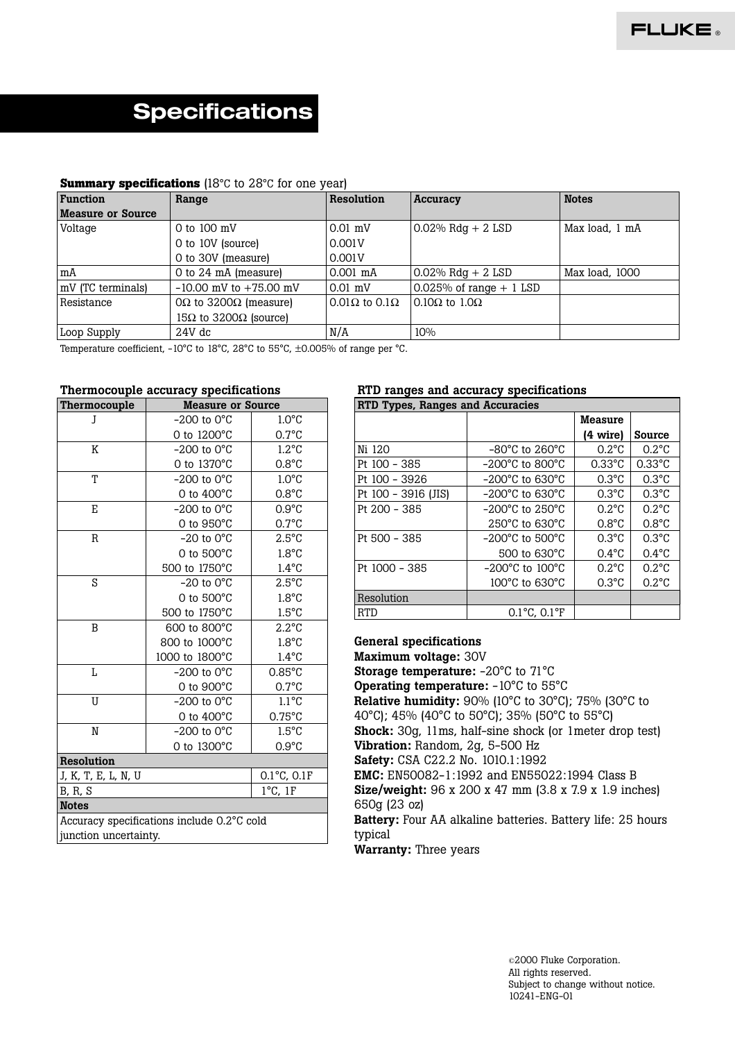# Specifications

**Summary specifications** (18°C to 28°C for one year)

| Function Measure or Source | Range | Resolution | Accuracy | Notes |
|---|---|---|---|---|
| Voltage | 0 to 100 mV<br>0 to 10V (source)<br>0 to 30V (measure) | 0.01 mV<br>0.001V<br>0.001V | 0.02% Rdg + 2 LSD | Max load, 1 mA |
| mA | 0 to 24 mA (measure) | 0.001 mA | 0.02% Rdg + 2 LSD | Max load, 1000 |
| mV (TC terminals) | -10.00 mV to +75.00 mV | 0.01 mV | 0.025% of range + 1 LSD | |
| Resistance | 0Ω to 3200Ω (measure)<br>15Ω to 3200Ω (source) | 0.01Ω to 0.1Ω | 0.10Ω to 1.0Ω | |
| Loop Supply | 24V dc | N/A | 10% | |

Temperature coefficient, -10°C to 18°C, 28°C to 55°C, ±0.005% of range per °C.

**Thermocouple accuracy specifications**

| Thermocouple | Measure or Source | |
|---|---|---|
| J | -200 to 0°C | 1.0°C |
| | 0 to 1200°C | 0.7°C |
| K | -200 to 0°C | 1.2°C |
| | 0 to 1370°C | 0.8°C |
| T | -200 to 0°C | 1.0°C |
| | 0 to 400°C | 0.8°C |
| E | -200 to 0°C | 0.9°C |
| | 0 to 950°C | 0.7°C |
| R | -20 to 0°C | 2.5°C |
| | 0 to 500°C | 1.8°C |
| | 500 to 1750°C | 1.4°C |
| S | -20 to 0°C | 2.5°C |
| | 0 to 500°C | 1.8°C |
| | 500 to 1750°C | 1.5°C |
| B | 600 to 800°C | 2.2°C |
| | 800 to 1000°C | 1.8°C |
| | 1000 to 1800°C | 1.4°C |
| L | -200 to 0°C | 0.85°C |
| | 0 to 900°C | 0.7°C |
| U | -200 to 0°C | 1.1°C |
| | 0 to 400°C | 0.75°C |
| N | -200 to 0°C | 1.5°C |
| | 0 to 1300°C | 0.9°C |
| **Resolution** | | |
| J, K, T, E, L, N, U | | 0.1°C, 0.1F |
| B, R, S | | 1°C, 1F |
| **Notes** | | |
| Accuracy specifications include 0.2°C cold junction uncertainty. | | |

**RTD ranges and accuracy specifications**

| RTD Types, Ranges and Accuracies | | | |
|---|---|---|---|
| | | Measure (4 wire) | Source |
| Ni 120 | -80°C to 260°C | 0.2°C | 0.2°C |
| Pt 100 - 385 | -200°C to 800°C | 0.33°C | 0.33°C |
| Pt 100 - 3926 | -200°C to 630°C | 0.3°C | 0.3°C |
| Pt 100 - 3916 (JIS) | -200°C to 630°C | 0.3°C | 0.3°C |
| Pt 200 - 385 | -200°C to 250°C | 0.2°C | 0.2°C |
| | 250°C to 630°C | 0.8°C | 0.8°C |
| Pt 500 - 385 | -200°C to 500°C | 0.3°C | 0.3°C |
| | 500 to 630°C | 0.4°C | 0.4°C |
| Pt 1000 - 385 | -200°C to 100°C | 0.2°C | 0.2°C |
| | 100°C to 630°C | 0.3°C | 0.2°C |
| Resolution | | | |
| RTD | 0.1°C, 0.1°F | | |

**General specifications**

**Maximum voltage:** 30V
**Storage temperature:** -20°C to 71°C
**Operating temperature:** -10°C to 55°C
**Relative humidity:** 90% (10°C to 30°C); 75% (30°C to 40°C); 45% (40°C to 50°C); 35% (50°C to 55°C)
**Shock:** 30g, 11ms, half-sine shock (or 1meter drop test)
**Vibration:** Random, 2g, 5-500 Hz
**Safety:** CSA C22.2 No. 1010.1:1992
**EMC:** EN50082-1:1992 and EN55022:1994 Class B
**Size/weight:** 96 x 200 x 47 mm (3.8 x 7.9 x 1.9 inches) 650g (23 oz)
**Battery:** Four AA alkaline batteries. Battery life: 25 hours typical
**Warranty:** Three years

©2000 Fluke Corporation.
All rights reserved.
Subject to change without notice.
10241-ENG-01